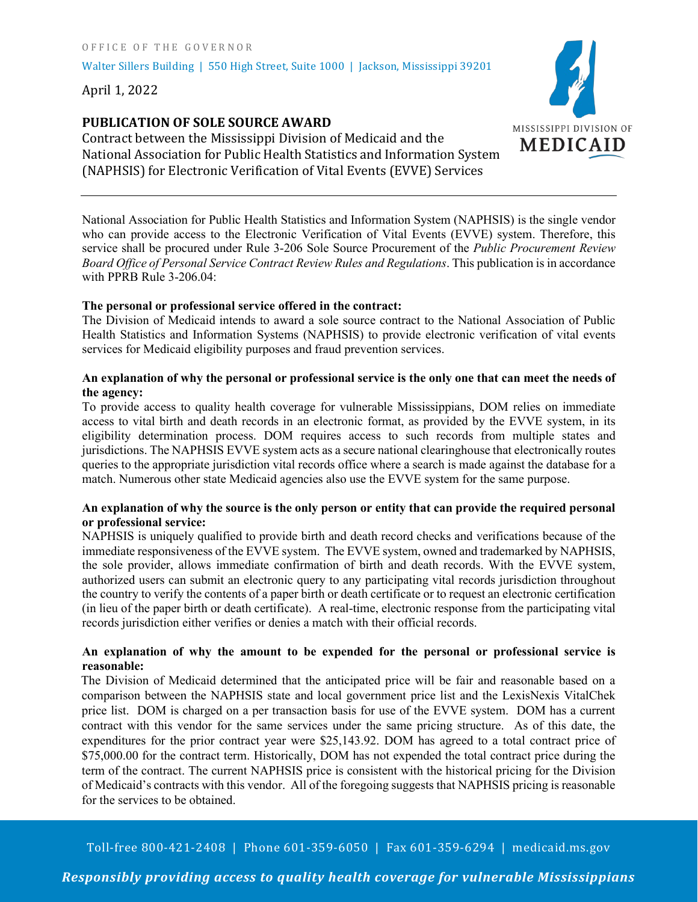OFFICE OF THE GOVERNOR

Walter Sillers Building | 550 High Street, Suite 1000 | Jackson, Mississippi 39201

April 1, 2022

MISSISSIPPI DIVISION OF MEDICAID

## PUBLICATION OF SOLE SOURCE AWARD

Contract between the Mississippi Division of Medicaid and the National Association for Public Health Statistics and Information System (NAPHSIS) for Electronic Verification of Vital Events (EVVE) Services

---

National Association for Public Health Statistics and Information System (NAPHSIS) is the single vendor who can provide access to the Electronic Verification of Vital Events (EVVE) system. Therefore, this service shall be procured under Rule 3-206 Sole Source Procurement of the *Public Procurement Review Board Office of Personal Service Contract Review Rules and Regulations*. This publication is in accordance with PPRB Rule 3-206.04:

**The personal or professional service offered in the contract:**
The Division of Medicaid intends to award a sole source contract to the National Association of Public Health Statistics and Information Systems (NAPHSIS) to provide electronic verification of vital events services for Medicaid eligibility purposes and fraud prevention services.

**An explanation of why the personal or professional service is the only one that can meet the needs of the agency:**
To provide access to quality health coverage for vulnerable Mississippians, DOM relies on immediate access to vital birth and death records in an electronic format, as provided by the EVVE system, in its eligibility determination process. DOM requires access to such records from multiple states and jurisdictions. The NAPHSIS EVVE system acts as a secure national clearinghouse that electronically routes queries to the appropriate jurisdiction vital records office where a search is made against the database for a match. Numerous other state Medicaid agencies also use the EVVE system for the same purpose.

**An explanation of why the source is the only person or entity that can provide the required personal or professional service:**
NAPHSIS is uniquely qualified to provide birth and death record checks and verifications because of the immediate responsiveness of the EVVE system. The EVVE system, owned and trademarked by NAPHSIS, the sole provider, allows immediate confirmation of birth and death records. With the EVVE system, authorized users can submit an electronic query to any participating vital records jurisdiction throughout the country to verify the contents of a paper birth or death certificate or to request an electronic certification (in lieu of the paper birth or death certificate). A real-time, electronic response from the participating vital records jurisdiction either verifies or denies a match with their official records.

**An explanation of why the amount to be expended for the personal or professional service is reasonable:**
The Division of Medicaid determined that the anticipated price will be fair and reasonable based on a comparison between the NAPHSIS state and local government price list and the LexisNexis VitalChek price list. DOM is charged on a per transaction basis for use of the EVVE system. DOM has a current contract with this vendor for the same services under the same pricing structure. As of this date, the expenditures for the prior contract year were $25,143.92. DOM has agreed to a total contract price of $75,000.00 for the contract term. Historically, DOM has not expended the total contract price during the term of the contract. The current NAPHSIS price is consistent with the historical pricing for the Division of Medicaid's contracts with this vendor. All of the foregoing suggests that NAPHSIS pricing is reasonable for the services to be obtained.

Toll-free 800-421-2408 | Phone 601-359-6050 | Fax 601-359-6294 | medicaid.ms.gov

*Responsibly providing access to quality health coverage for vulnerable Mississippians*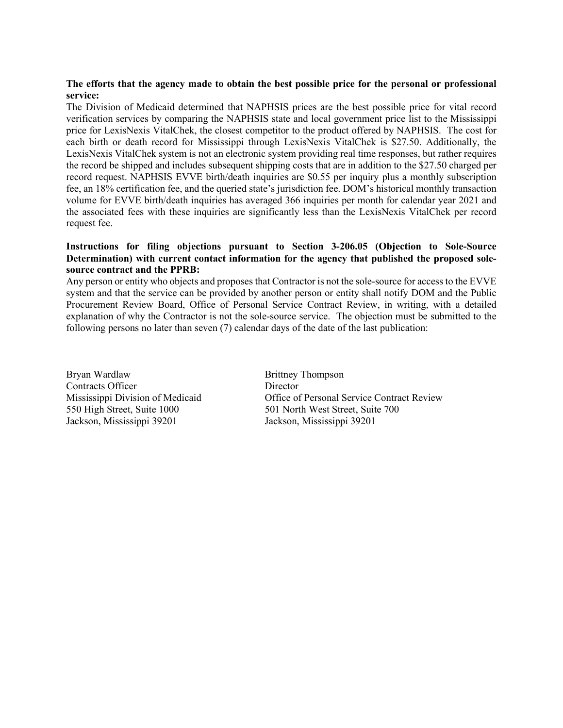**The efforts that the agency made to obtain the best possible price for the personal or professional service:**

The Division of Medicaid determined that NAPHSIS prices are the best possible price for vital record verification services by comparing the NAPHSIS state and local government price list to the Mississippi price for LexisNexis VitalChek, the closest competitor to the product offered by NAPHSIS. The cost for each birth or death record for Mississippi through LexisNexis VitalChek is $27.50. Additionally, the LexisNexis VitalChek system is not an electronic system providing real time responses, but rather requires the record be shipped and includes subsequent shipping costs that are in addition to the $27.50 charged per record request. NAPHSIS EVVE birth/death inquiries are $0.55 per inquiry plus a monthly subscription fee, an 18% certification fee, and the queried state's jurisdiction fee. DOM's historical monthly transaction volume for EVVE birth/death inquiries has averaged 366 inquiries per month for calendar year 2021 and the associated fees with these inquiries are significantly less than the LexisNexis VitalChek per record request fee.

**Instructions for filing objections pursuant to Section 3-206.05 (Objection to Sole-Source Determination) with current contact information for the agency that published the proposed sole-source contract and the PPRB:**

Any person or entity who objects and proposes that Contractor is not the sole-source for access to the EVVE system and that the service can be provided by another person or entity shall notify DOM and the Public Procurement Review Board, Office of Personal Service Contract Review, in writing, with a detailed explanation of why the Contractor is not the sole-source service. The objection must be submitted to the following persons no later than seven (7) calendar days of the date of the last publication:

Bryan Wardlaw
Contracts Officer
Mississippi Division of Medicaid
550 High Street, Suite 1000
Jackson, Mississippi 39201

Brittney Thompson
Director
Office of Personal Service Contract Review
501 North West Street, Suite 700
Jackson, Mississippi 39201